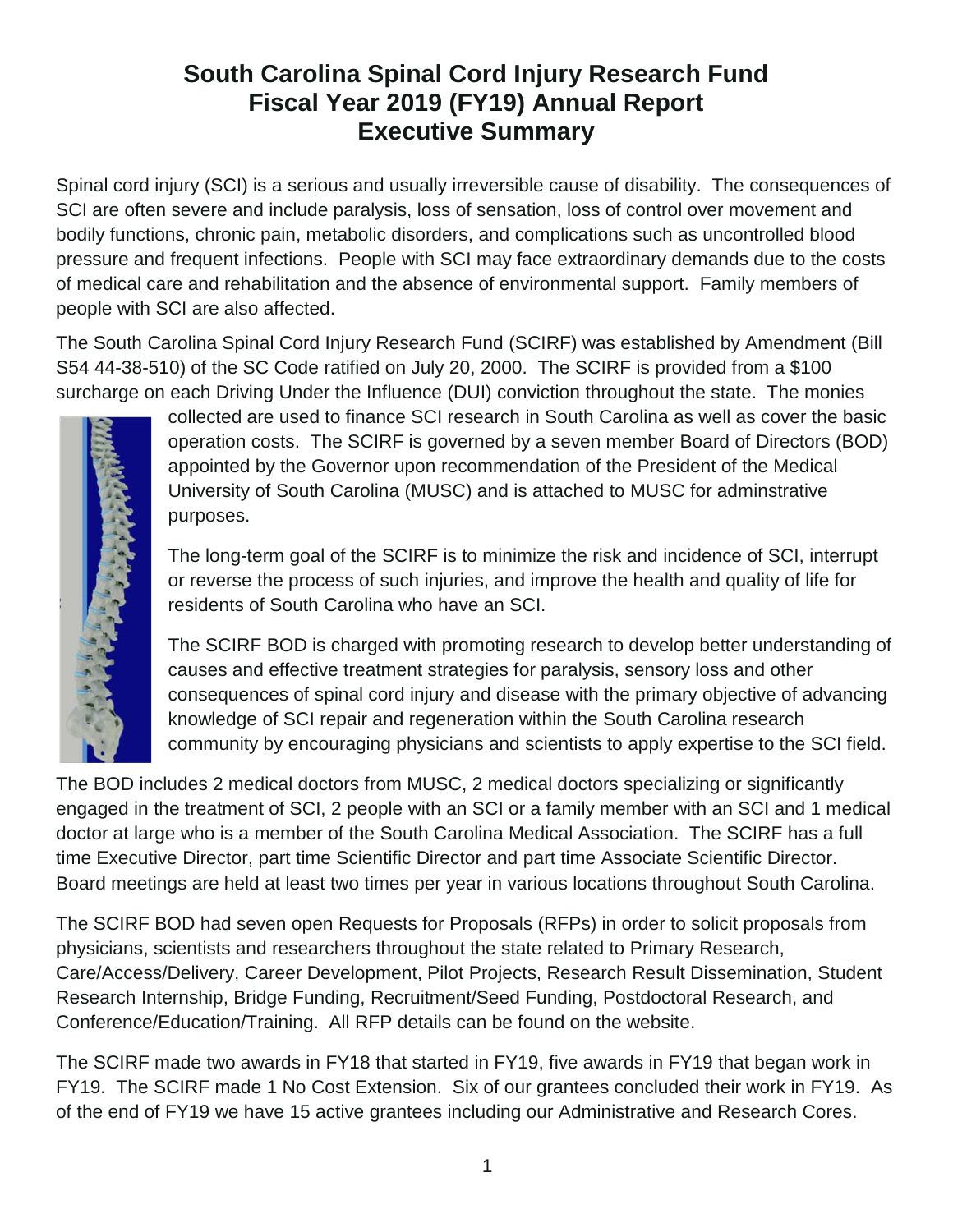# South Carolina Spinal Cord Injury Research Fund
# Fiscal Year 2019 (FY19) Annual Report
# Executive Summary

Spinal cord injury (SCI) is a serious and usually irreversible cause of disability. The consequences of SCI are often severe and include paralysis, loss of sensation, loss of control over movement and bodily functions, chronic pain, metabolic disorders, and complications such as uncontrolled blood pressure and frequent infections. People with SCI may face extraordinary demands due to the costs of medical care and rehabilitation and the absence of environmental support. Family members of people with SCI are also affected.

The South Carolina Spinal Cord Injury Research Fund (SCIRF) was established by Amendment (Bill S54 44-38-510) of the SC Code ratified on July 20, 2000. The SCIRF is provided from a $100 surcharge on each Driving Under the Influence (DUI) conviction throughout the state. The monies collected are used to finance SCI research in South Carolina as well as cover the basic operation costs. The SCIRF is governed by a seven member Board of Directors (BOD) appointed by the Governor upon recommendation of the President of the Medical University of South Carolina (MUSC) and is attached to MUSC for adminstrative purposes.

The long-term goal of the SCIRF is to minimize the risk and incidence of SCI, interrupt or reverse the process of such injuries, and improve the health and quality of life for residents of South Carolina who have an SCI.

The SCIRF BOD is charged with promoting research to develop better understanding of causes and effective treatment strategies for paralysis, sensory loss and other consequences of spinal cord injury and disease with the primary objective of advancing knowledge of SCI repair and regeneration within the South Carolina research community by encouraging physicians and scientists to apply expertise to the SCI field.

The BOD includes 2 medical doctors from MUSC, 2 medical doctors specializing or significantly engaged in the treatment of SCI, 2 people with an SCI or a family member with an SCI and 1 medical doctor at large who is a member of the South Carolina Medical Association. The SCIRF has a full time Executive Director, part time Scientific Director and part time Associate Scientific Director. Board meetings are held at least two times per year in various locations throughout South Carolina.

The SCIRF BOD had seven open Requests for Proposals (RFPs) in order to solicit proposals from physicians, scientists and researchers throughout the state related to Primary Research, Care/Access/Delivery, Career Development, Pilot Projects, Research Result Dissemination, Student Research Internship, Bridge Funding, Recruitment/Seed Funding, Postdoctoral Research, and Conference/Education/Training. All RFP details can be found on the website.

The SCIRF made two awards in FY18 that started in FY19, five awards in FY19 that began work in FY19. The SCIRF made 1 No Cost Extension. Six of our grantees concluded their work in FY19. As of the end of FY19 we have 15 active grantees including our Administrative and Research Cores.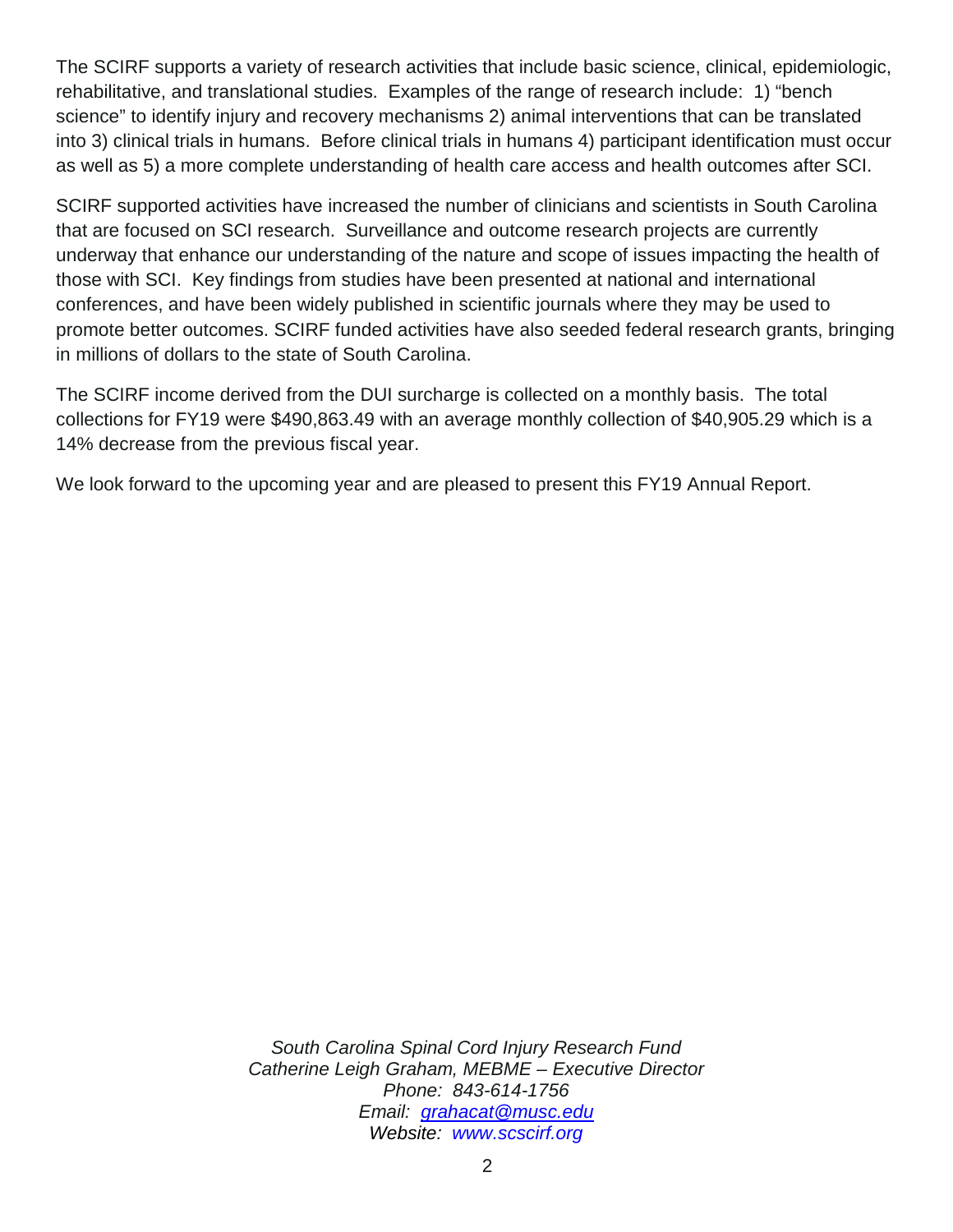The SCIRF supports a variety of research activities that include basic science, clinical, epidemiologic, rehabilitative, and translational studies. Examples of the range of research include: 1) "bench science" to identify injury and recovery mechanisms 2) animal interventions that can be translated into 3) clinical trials in humans. Before clinical trials in humans 4) participant identification must occur as well as 5) a more complete understanding of health care access and health outcomes after SCI.

SCIRF supported activities have increased the number of clinicians and scientists in South Carolina that are focused on SCI research. Surveillance and outcome research projects are currently underway that enhance our understanding of the nature and scope of issues impacting the health of those with SCI. Key findings from studies have been presented at national and international conferences, and have been widely published in scientific journals where they may be used to promote better outcomes. SCIRF funded activities have also seeded federal research grants, bringing in millions of dollars to the state of South Carolina.

The SCIRF income derived from the DUI surcharge is collected on a monthly basis. The total collections for FY19 were $490,863.49 with an average monthly collection of $40,905.29 which is a 14% decrease from the previous fiscal year.

We look forward to the upcoming year and are pleased to present this FY19 Annual Report.

*South Carolina Spinal Cord Injury Research Fund*
*Catherine Leigh Graham, MEBME – Executive Director*
*Phone: 843-614-1756*
*Email: [grahacat@musc.edu](mailto:grahacat@musc.edu)*
*Website: [www.scscirf.org](http://www.scscirf.org)*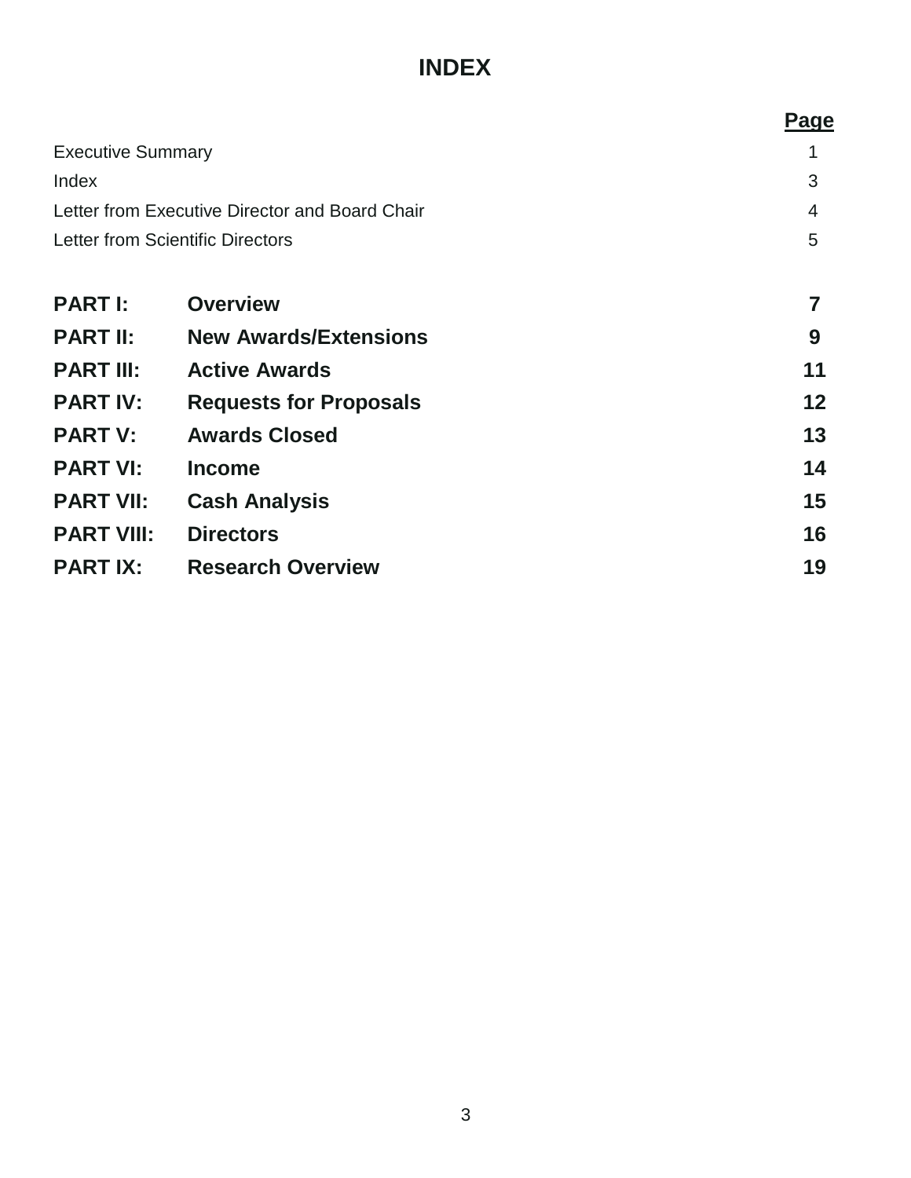# INDEX

| | | Page |
|---|---|---|
| Executive Summary | | 1 |
| Index | | 3 |
| Letter from Executive Director and Board Chair | | 4 |
| Letter from Scientific Directors | | 5 |
| **PART I:** | **Overview** | **7** |
| **PART II:** | **New Awards/Extensions** | **9** |
| **PART III:** | **Active Awards** | **11** |
| **PART IV:** | **Requests for Proposals** | **12** |
| **PART V:** | **Awards Closed** | **13** |
| **PART VI:** | **Income** | **14** |
| **PART VII:** | **Cash Analysis** | **15** |
| **PART VIII:** | **Directors** | **16** |
| **PART IX:** | **Research Overview** | **19** |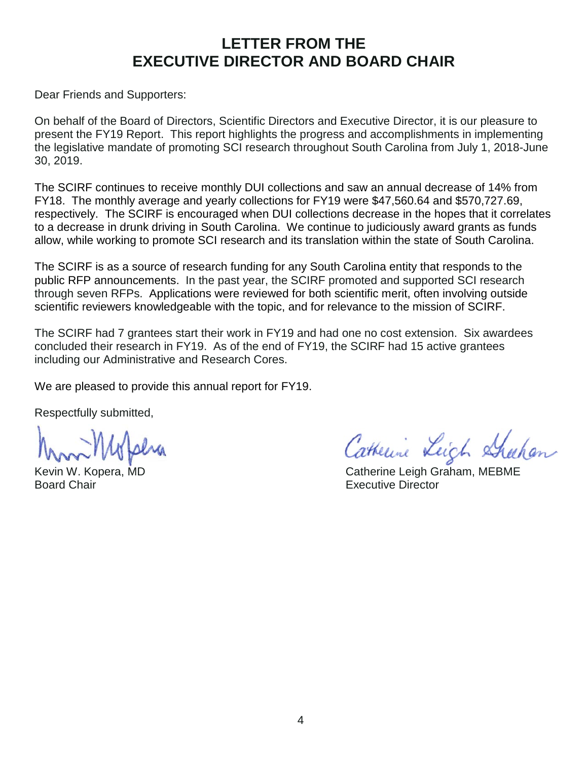# LETTER FROM THE EXECUTIVE DIRECTOR AND BOARD CHAIR

Dear Friends and Supporters:

On behalf of the Board of Directors, Scientific Directors and Executive Director, it is our pleasure to present the FY19 Report. This report highlights the progress and accomplishments in implementing the legislative mandate of promoting SCI research throughout South Carolina from July 1, 2018-June 30, 2019.

The SCIRF continues to receive monthly DUI collections and saw an annual decrease of 14% from FY18. The monthly average and yearly collections for FY19 were $47,560.64 and $570,727.69, respectively. The SCIRF is encouraged when DUI collections decrease in the hopes that it correlates to a decrease in drunk driving in South Carolina. We continue to judiciously award grants as funds allow, while working to promote SCI research and its translation within the state of South Carolina.

The SCIRF is as a source of research funding for any South Carolina entity that responds to the public RFP announcements. In the past year, the SCIRF promoted and supported SCI research through seven RFPs. Applications were reviewed for both scientific merit, often involving outside scientific reviewers knowledgeable with the topic, and for relevance to the mission of SCIRF.

The SCIRF had 7 grantees start their work in FY19 and had one no cost extension. Six awardees concluded their research in FY19. As of the end of FY19, the SCIRF had 15 active grantees including our Administrative and Research Cores.

We are pleased to provide this annual report for FY19.

Respectfully submitted,

Kevin W. Kopera, MD
Board Chair

Catherine Leigh Graham, MEBME
Executive Director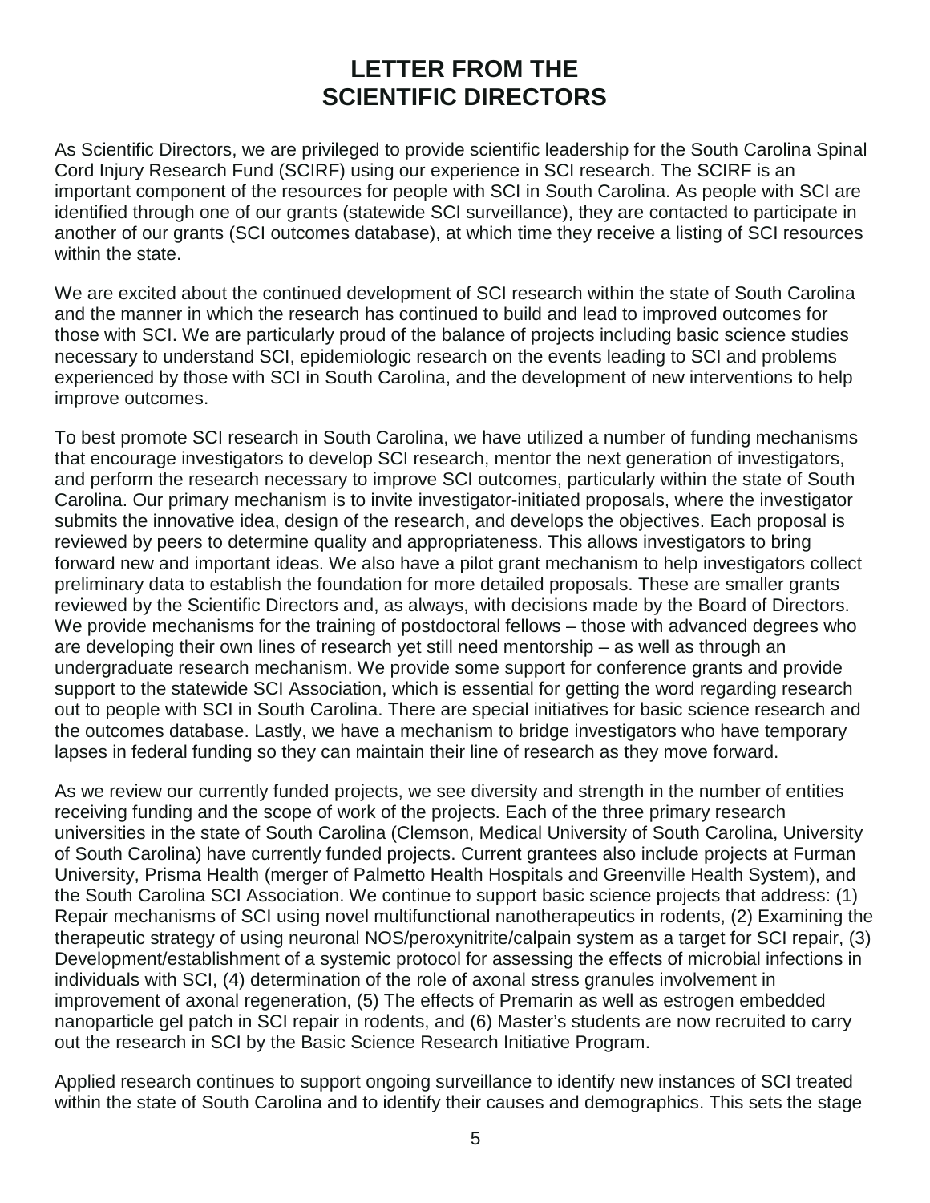# LETTER FROM THE SCIENTIFIC DIRECTORS

As Scientific Directors, we are privileged to provide scientific leadership for the South Carolina Spinal Cord Injury Research Fund (SCIRF) using our experience in SCI research. The SCIRF is an important component of the resources for people with SCI in South Carolina. As people with SCI are identified through one of our grants (statewide SCI surveillance), they are contacted to participate in another of our grants (SCI outcomes database), at which time they receive a listing of SCI resources within the state.

We are excited about the continued development of SCI research within the state of South Carolina and the manner in which the research has continued to build and lead to improved outcomes for those with SCI. We are particularly proud of the balance of projects including basic science studies necessary to understand SCI, epidemiologic research on the events leading to SCI and problems experienced by those with SCI in South Carolina, and the development of new interventions to help improve outcomes.

To best promote SCI research in South Carolina, we have utilized a number of funding mechanisms that encourage investigators to develop SCI research, mentor the next generation of investigators, and perform the research necessary to improve SCI outcomes, particularly within the state of South Carolina. Our primary mechanism is to invite investigator-initiated proposals, where the investigator submits the innovative idea, design of the research, and develops the objectives. Each proposal is reviewed by peers to determine quality and appropriateness. This allows investigators to bring forward new and important ideas. We also have a pilot grant mechanism to help investigators collect preliminary data to establish the foundation for more detailed proposals. These are smaller grants reviewed by the Scientific Directors and, as always, with decisions made by the Board of Directors. We provide mechanisms for the training of postdoctoral fellows – those with advanced degrees who are developing their own lines of research yet still need mentorship – as well as through an undergraduate research mechanism. We provide some support for conference grants and provide support to the statewide SCI Association, which is essential for getting the word regarding research out to people with SCI in South Carolina. There are special initiatives for basic science research and the outcomes database. Lastly, we have a mechanism to bridge investigators who have temporary lapses in federal funding so they can maintain their line of research as they move forward.

As we review our currently funded projects, we see diversity and strength in the number of entities receiving funding and the scope of work of the projects. Each of the three primary research universities in the state of South Carolina (Clemson, Medical University of South Carolina, University of South Carolina) have currently funded projects. Current grantees also include projects at Furman University, Prisma Health (merger of Palmetto Health Hospitals and Greenville Health System), and the South Carolina SCI Association. We continue to support basic science projects that address: (1) Repair mechanisms of SCI using novel multifunctional nanotherapeutics in rodents, (2) Examining the therapeutic strategy of using neuronal NOS/peroxynitrite/calpain system as a target for SCI repair, (3) Development/establishment of a systemic protocol for assessing the effects of microbial infections in individuals with SCI, (4) determination of the role of axonal stress granules involvement in improvement of axonal regeneration, (5) The effects of Premarin as well as estrogen embedded nanoparticle gel patch in SCI repair in rodents, and (6) Master's students are now recruited to carry out the research in SCI by the Basic Science Research Initiative Program.

Applied research continues to support ongoing surveillance to identify new instances of SCI treated within the state of South Carolina and to identify their causes and demographics. This sets the stage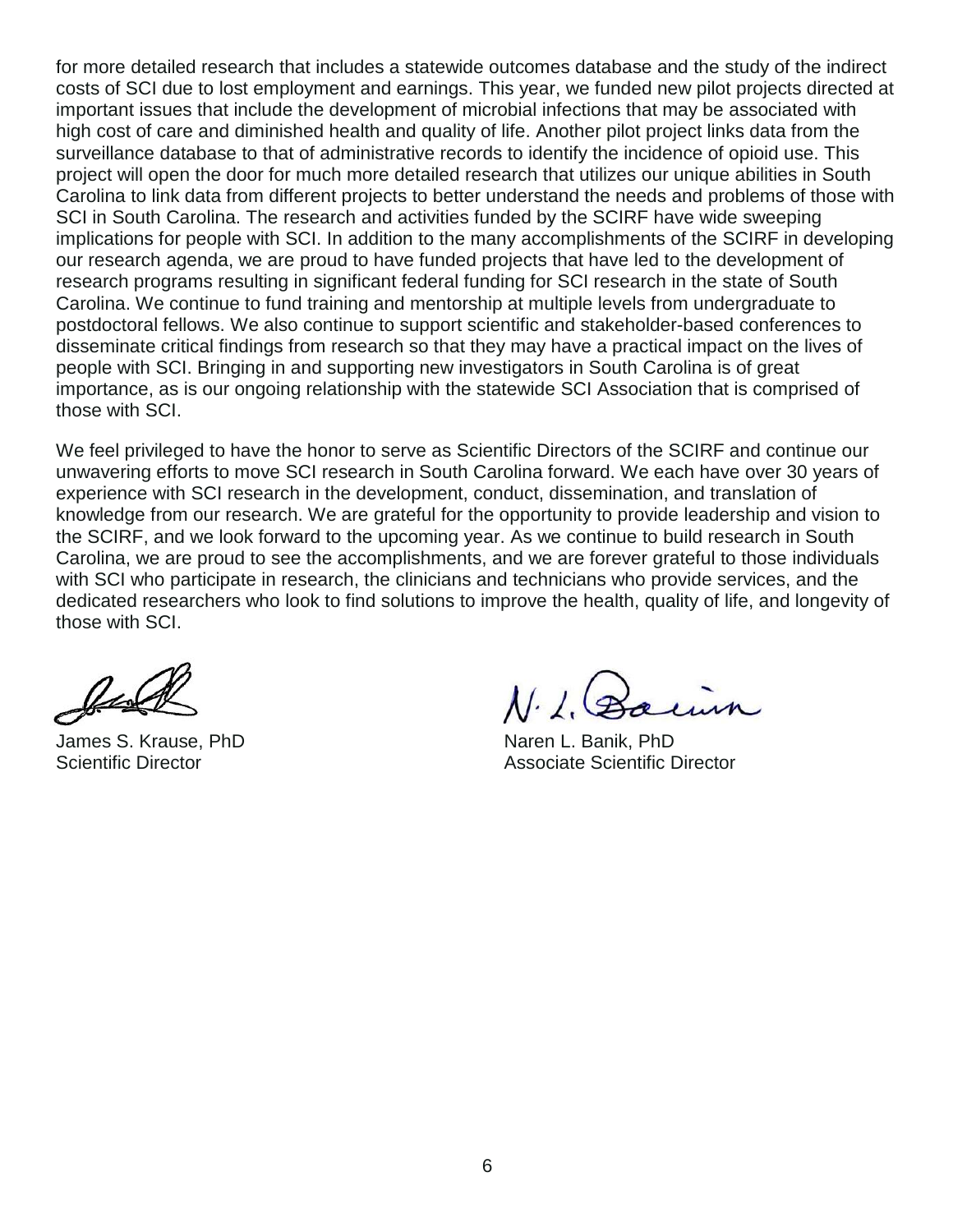for more detailed research that includes a statewide outcomes database and the study of the indirect costs of SCI due to lost employment and earnings. This year, we funded new pilot projects directed at important issues that include the development of microbial infections that may be associated with high cost of care and diminished health and quality of life. Another pilot project links data from the surveillance database to that of administrative records to identify the incidence of opioid use. This project will open the door for much more detailed research that utilizes our unique abilities in South Carolina to link data from different projects to better understand the needs and problems of those with SCI in South Carolina. The research and activities funded by the SCIRF have wide sweeping implications for people with SCI. In addition to the many accomplishments of the SCIRF in developing our research agenda, we are proud to have funded projects that have led to the development of research programs resulting in significant federal funding for SCI research in the state of South Carolina. We continue to fund training and mentorship at multiple levels from undergraduate to postdoctoral fellows. We also continue to support scientific and stakeholder-based conferences to disseminate critical findings from research so that they may have a practical impact on the lives of people with SCI. Bringing in and supporting new investigators in South Carolina is of great importance, as is our ongoing relationship with the statewide SCI Association that is comprised of those with SCI.

We feel privileged to have the honor to serve as Scientific Directors of the SCIRF and continue our unwavering efforts to move SCI research in South Carolina forward. We each have over 30 years of experience with SCI research in the development, conduct, dissemination, and translation of knowledge from our research. We are grateful for the opportunity to provide leadership and vision to the SCIRF, and we look forward to the upcoming year. As we continue to build research in South Carolina, we are proud to see the accomplishments, and we are forever grateful to those individuals with SCI who participate in research, the clinicians and technicians who provide services, and the dedicated researchers who look to find solutions to improve the health, quality of life, and longevity of those with SCI.

James S. Krause, PhD
Scientific Director

Naren L. Banik, PhD
Associate Scientific Director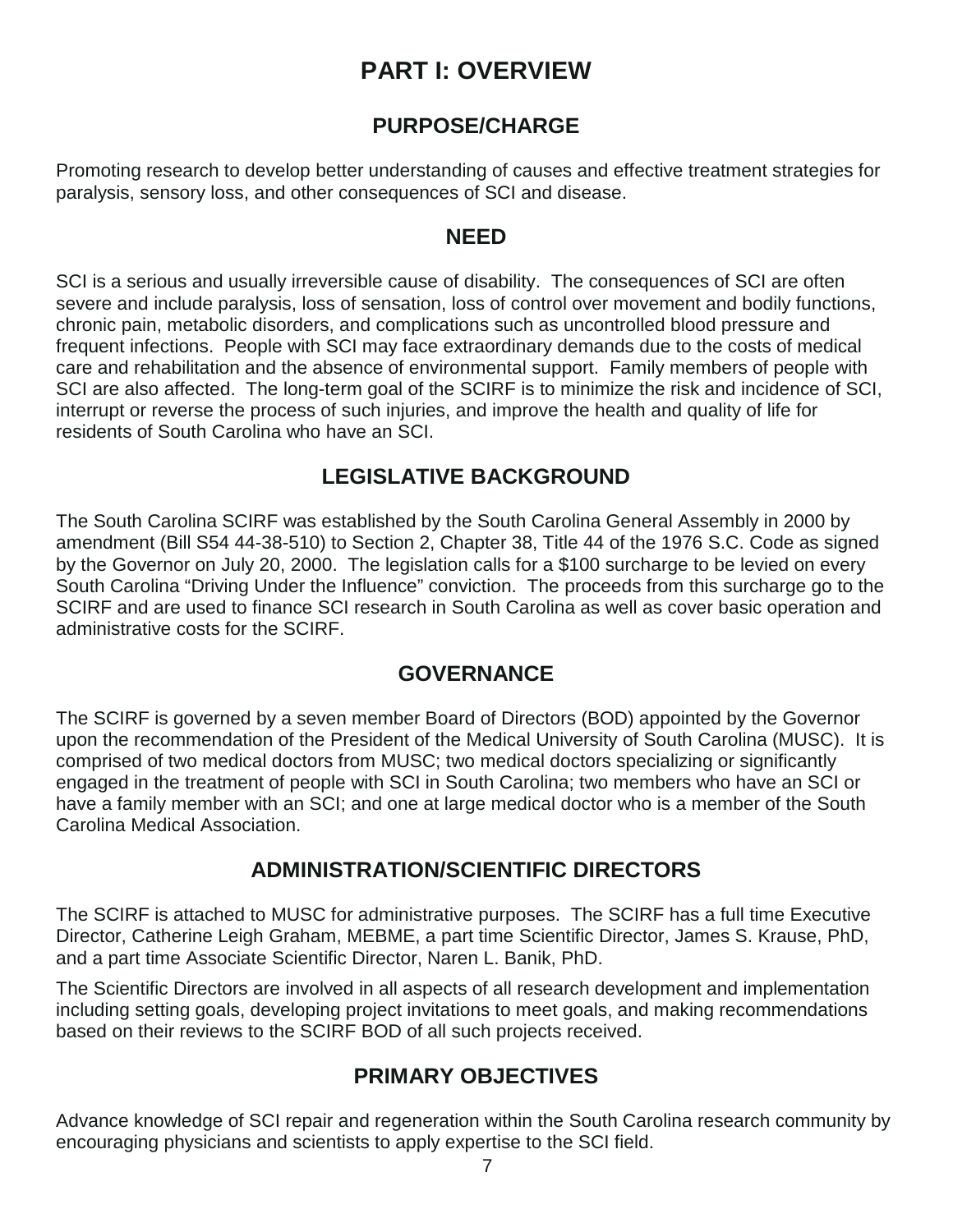# PART I: OVERVIEW

## PURPOSE/CHARGE

Promoting research to develop better understanding of causes and effective treatment strategies for paralysis, sensory loss, and other consequences of SCI and disease.

## NEED

SCI is a serious and usually irreversible cause of disability. The consequences of SCI are often severe and include paralysis, loss of sensation, loss of control over movement and bodily functions, chronic pain, metabolic disorders, and complications such as uncontrolled blood pressure and frequent infections. People with SCI may face extraordinary demands due to the costs of medical care and rehabilitation and the absence of environmental support. Family members of people with SCI are also affected. The long-term goal of the SCIRF is to minimize the risk and incidence of SCI, interrupt or reverse the process of such injuries, and improve the health and quality of life for residents of South Carolina who have an SCI.

## LEGISLATIVE BACKGROUND

The South Carolina SCIRF was established by the South Carolina General Assembly in 2000 by amendment (Bill S54 44-38-510) to Section 2, Chapter 38, Title 44 of the 1976 S.C. Code as signed by the Governor on July 20, 2000. The legislation calls for a $100 surcharge to be levied on every South Carolina "Driving Under the Influence" conviction. The proceeds from this surcharge go to the SCIRF and are used to finance SCI research in South Carolina as well as cover basic operation and administrative costs for the SCIRF.

## GOVERNANCE

The SCIRF is governed by a seven member Board of Directors (BOD) appointed by the Governor upon the recommendation of the President of the Medical University of South Carolina (MUSC). It is comprised of two medical doctors from MUSC; two medical doctors specializing or significantly engaged in the treatment of people with SCI in South Carolina; two members who have an SCI or have a family member with an SCI; and one at large medical doctor who is a member of the South Carolina Medical Association.

## ADMINISTRATION/SCIENTIFIC DIRECTORS

The SCIRF is attached to MUSC for administrative purposes. The SCIRF has a full time Executive Director, Catherine Leigh Graham, MEBME, a part time Scientific Director, James S. Krause, PhD, and a part time Associate Scientific Director, Naren L. Banik, PhD.

The Scientific Directors are involved in all aspects of all research development and implementation including setting goals, developing project invitations to meet goals, and making recommendations based on their reviews to the SCIRF BOD of all such projects received.

## PRIMARY OBJECTIVES

Advance knowledge of SCI repair and regeneration within the South Carolina research community by encouraging physicians and scientists to apply expertise to the SCI field.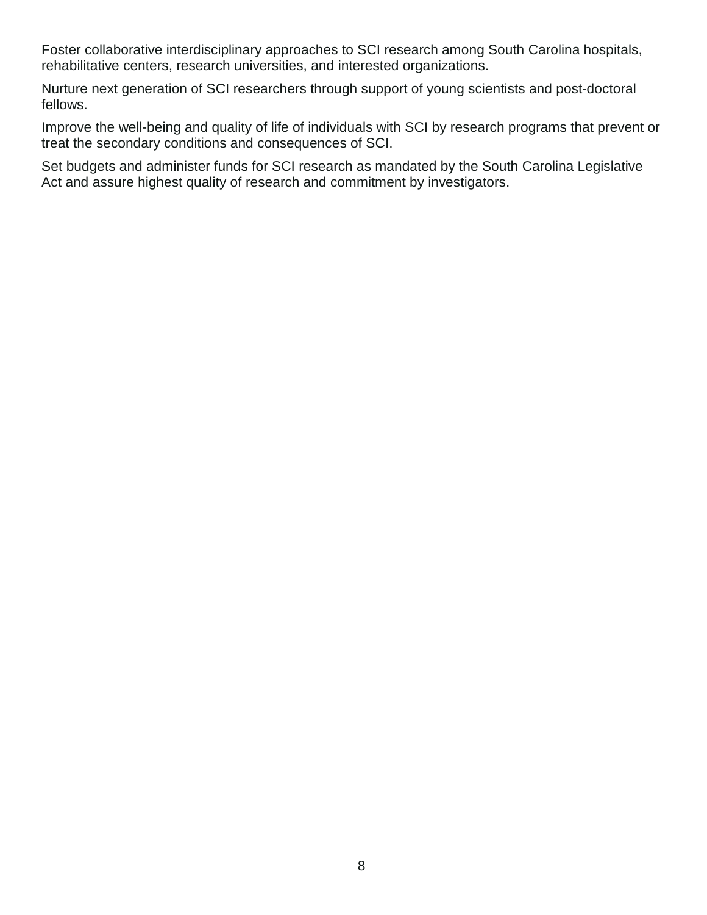Foster collaborative interdisciplinary approaches to SCI research among South Carolina hospitals, rehabilitative centers, research universities, and interested organizations.

Nurture next generation of SCI researchers through support of young scientists and post-doctoral fellows.

Improve the well-being and quality of life of individuals with SCI by research programs that prevent or treat the secondary conditions and consequences of SCI.

Set budgets and administer funds for SCI research as mandated by the South Carolina Legislative Act and assure highest quality of research and commitment by investigators.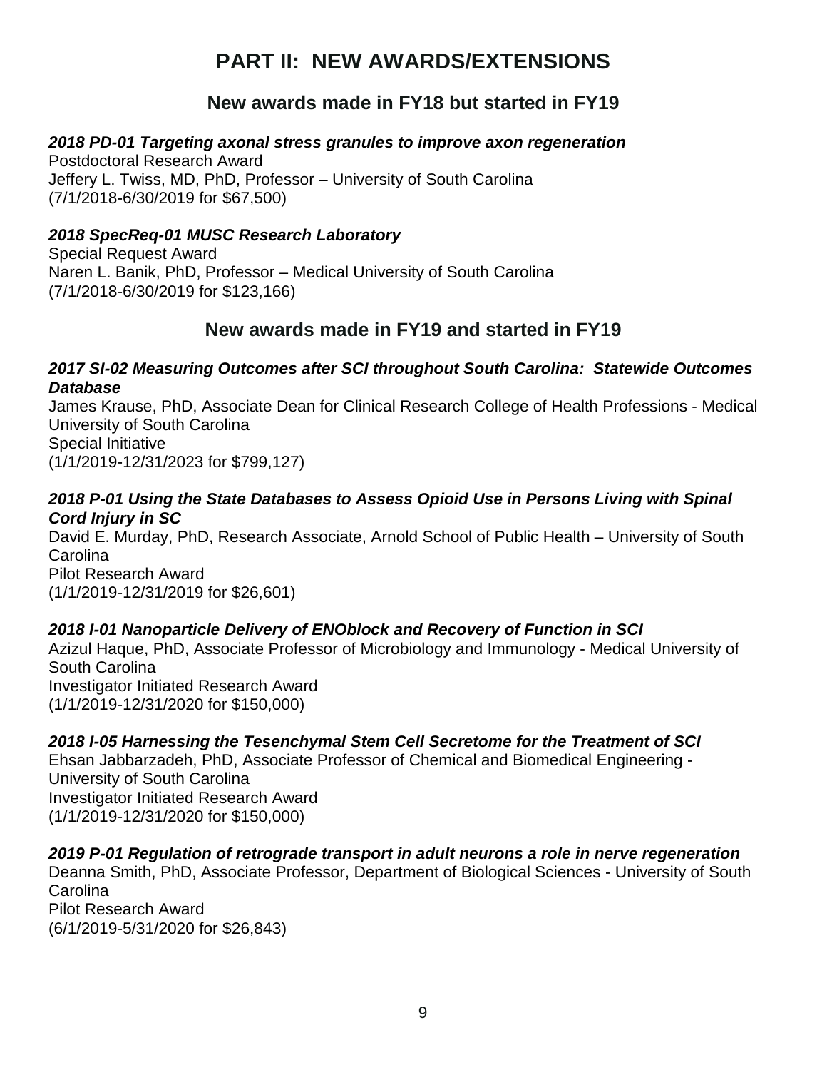# PART II: NEW AWARDS/EXTENSIONS

## New awards made in FY18 but started in FY19

***2018 PD-01 Targeting axonal stress granules to improve axon regeneration***
Postdoctoral Research Award
Jeffery L. Twiss, MD, PhD, Professor – University of South Carolina
(7/1/2018-6/30/2019 for $67,500)

***2018 SpecReq-01 MUSC Research Laboratory***
Special Request Award
Naren L. Banik, PhD, Professor – Medical University of South Carolina
(7/1/2018-6/30/2019 for $123,166)

## New awards made in FY19 and started in FY19

***2017 SI-02 Measuring Outcomes after SCI throughout South Carolina: Statewide Outcomes Database***
James Krause, PhD, Associate Dean for Clinical Research College of Health Professions - Medical University of South Carolina
Special Initiative
(1/1/2019-12/31/2023 for $799,127)

***2018 P-01 Using the State Databases to Assess Opioid Use in Persons Living with Spinal Cord Injury in SC***
David E. Murday, PhD, Research Associate, Arnold School of Public Health – University of South Carolina
Pilot Research Award
(1/1/2019-12/31/2019 for $26,601)

***2018 I-01 Nanoparticle Delivery of ENOblock and Recovery of Function in SCI***
Azizul Haque, PhD, Associate Professor of Microbiology and Immunology - Medical University of South Carolina
Investigator Initiated Research Award
(1/1/2019-12/31/2020 for $150,000)

***2018 I-05 Harnessing the Tesenchymal Stem Cell Secretome for the Treatment of SCI***
Ehsan Jabbarzadeh, PhD, Associate Professor of Chemical and Biomedical Engineering - University of South Carolina
Investigator Initiated Research Award
(1/1/2019-12/31/2020 for $150,000)

***2019 P-01 Regulation of retrograde transport in adult neurons a role in nerve regeneration***
Deanna Smith, PhD, Associate Professor, Department of Biological Sciences - University of South Carolina
Pilot Research Award
(6/1/2019-5/31/2020 for $26,843)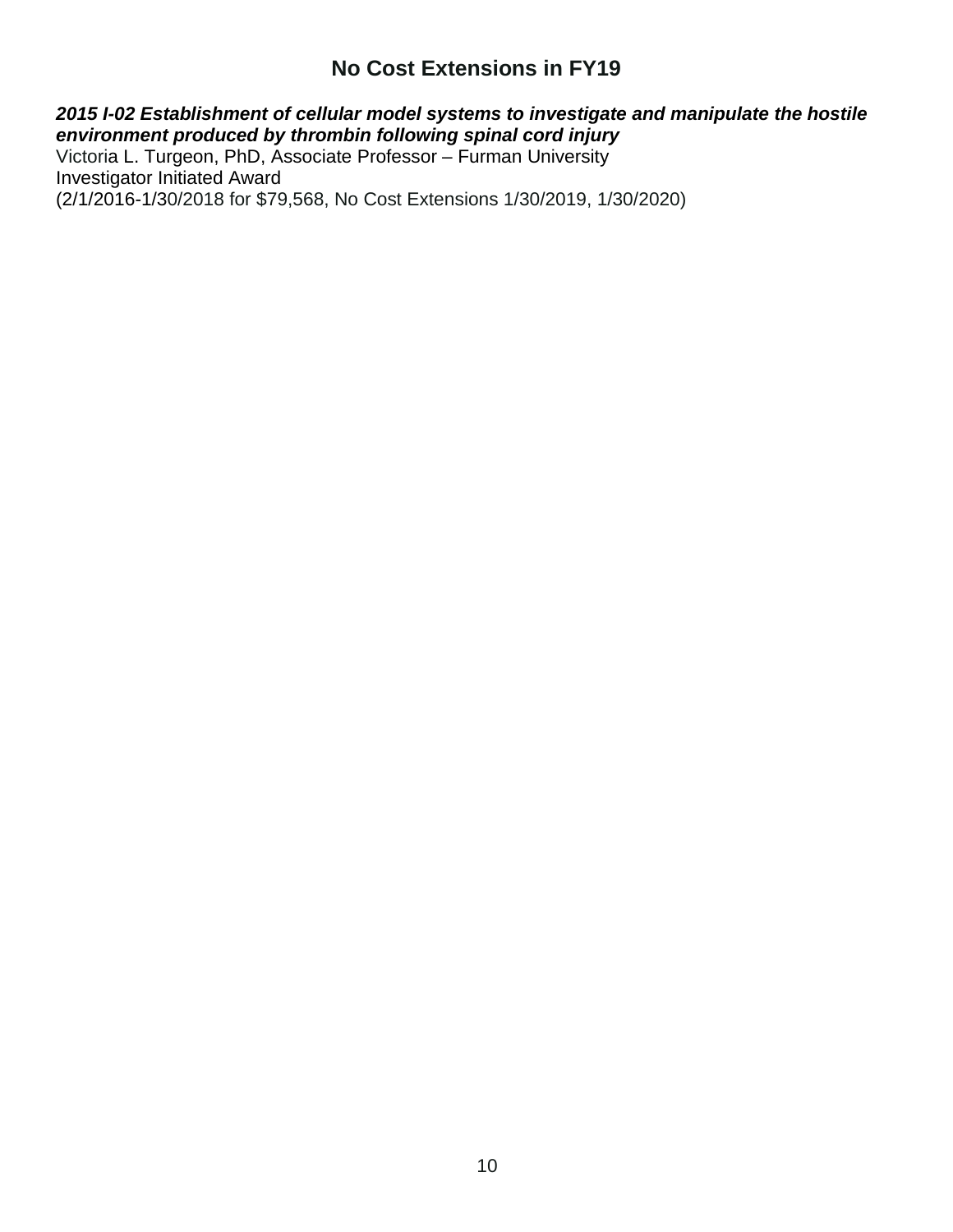# No Cost Extensions in FY19

***2015 I-02 Establishment of cellular model systems to investigate and manipulate the hostile environment produced by thrombin following spinal cord injury***
Victoria L. Turgeon, PhD, Associate Professor – Furman University
Investigator Initiated Award
(2/1/2016-1/30/2018 for $79,568, No Cost Extensions 1/30/2019, 1/30/2020)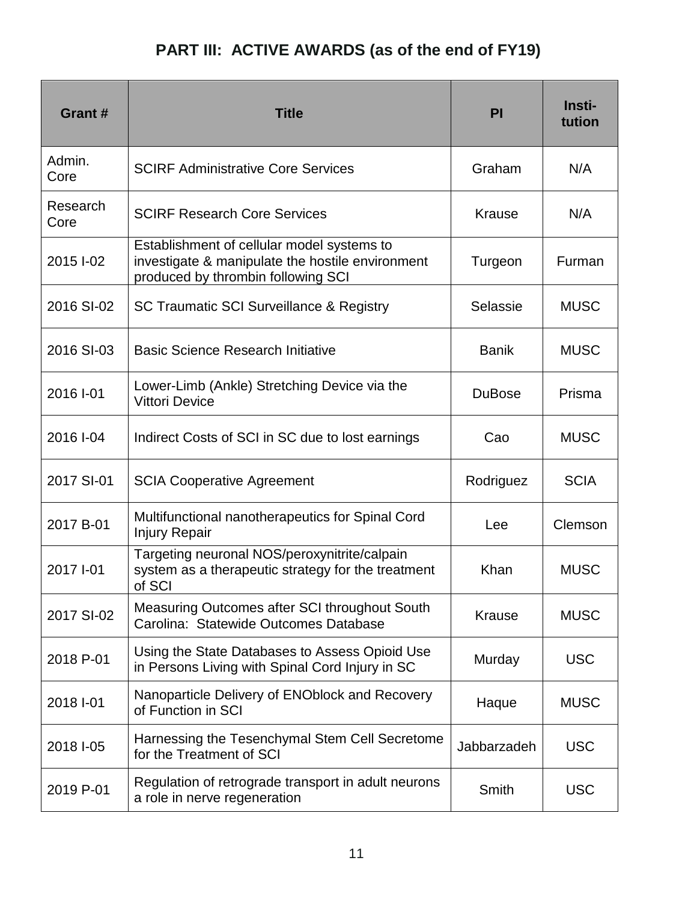# PART III: ACTIVE AWARDS (as of the end of FY19)

| Grant # | Title | PI | Insti-tution |
|---|---|---|---|
| Admin. Core | SCIRF Administrative Core Services | Graham | N/A |
| Research Core | SCIRF Research Core Services | Krause | N/A |
| 2015 I-02 | Establishment of cellular model systems to investigate & manipulate the hostile environment produced by thrombin following SCI | Turgeon | Furman |
| 2016 SI-02 | SC Traumatic SCI Surveillance & Registry | Selassie | MUSC |
| 2016 SI-03 | Basic Science Research Initiative | Banik | MUSC |
| 2016 I-01 | Lower-Limb (Ankle) Stretching Device via the Vittori Device | DuBose | Prisma |
| 2016 I-04 | Indirect Costs of SCI in SC due to lost earnings | Cao | MUSC |
| 2017 SI-01 | SCIA Cooperative Agreement | Rodriguez | SCIA |
| 2017 B-01 | Multifunctional nanotherapeutics for Spinal Cord Injury Repair | Lee | Clemson |
| 2017 I-01 | Targeting neuronal NOS/peroxynitrite/calpain system as a therapeutic strategy for the treatment of SCI | Khan | MUSC |
| 2017 SI-02 | Measuring Outcomes after SCI throughout South Carolina: Statewide Outcomes Database | Krause | MUSC |
| 2018 P-01 | Using the State Databases to Assess Opioid Use in Persons Living with Spinal Cord Injury in SC | Murday | USC |
| 2018 I-01 | Nanoparticle Delivery of ENOblock and Recovery of Function in SCI | Haque | MUSC |
| 2018 I-05 | Harnessing the Tesenchymal Stem Cell Secretome for the Treatment of SCI | Jabbarzadeh | USC |
| 2019 P-01 | Regulation of retrograde transport in adult neurons a role in nerve regeneration | Smith | USC |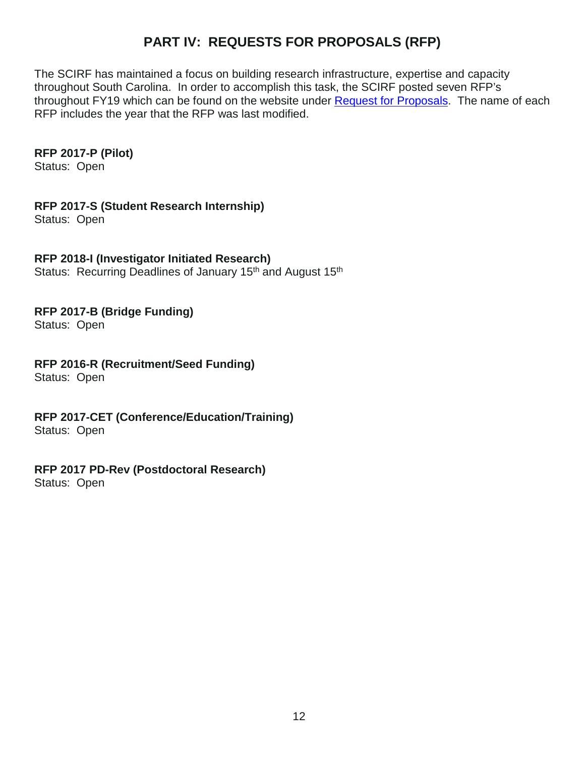# PART IV: REQUESTS FOR PROPOSALS (RFP)

The SCIRF has maintained a focus on building research infrastructure, expertise and capacity throughout South Carolina. In order to accomplish this task, the SCIRF posted seven RFP's throughout FY19 which can be found on the website under Request for Proposals. The name of each RFP includes the year that the RFP was last modified.

**RFP 2017-P (Pilot)**
Status: Open

**RFP 2017-S (Student Research Internship)**
Status: Open

**RFP 2018-I (Investigator Initiated Research)**
Status: Recurring Deadlines of January 15th and August 15th

**RFP 2017-B (Bridge Funding)**
Status: Open

**RFP 2016-R (Recruitment/Seed Funding)**
Status: Open

**RFP 2017-CET (Conference/Education/Training)**
Status: Open

**RFP 2017 PD-Rev (Postdoctoral Research)**
Status: Open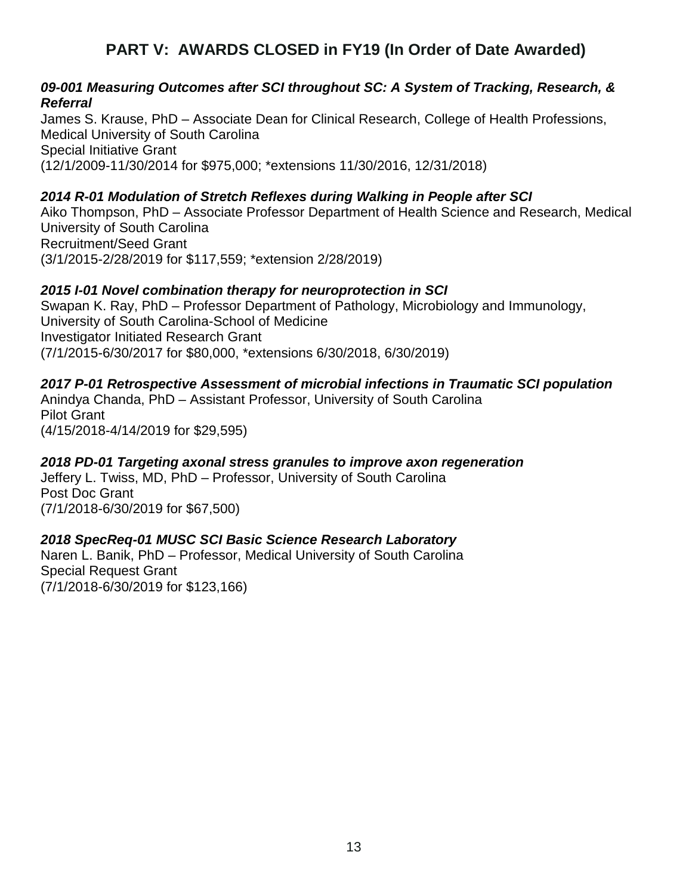## PART V: AWARDS CLOSED in FY19 (In Order of Date Awarded)

***09-001 Measuring Outcomes after SCI throughout SC: A System of Tracking, Research, & Referral***
James S. Krause, PhD – Associate Dean for Clinical Research, College of Health Professions, Medical University of South Carolina
Special Initiative Grant
(12/1/2009-11/30/2014 for $975,000; *extensions 11/30/2016, 12/31/2018)

***2014 R-01 Modulation of Stretch Reflexes during Walking in People after SCI***
Aiko Thompson, PhD – Associate Professor Department of Health Science and Research, Medical University of South Carolina
Recruitment/Seed Grant
(3/1/2015-2/28/2019 for $117,559; *extension 2/28/2019)

***2015 I-01 Novel combination therapy for neuroprotection in SCI***
Swapan K. Ray, PhD – Professor Department of Pathology, Microbiology and Immunology, University of South Carolina-School of Medicine
Investigator Initiated Research Grant
(7/1/2015-6/30/2017 for $80,000, *extensions 6/30/2018, 6/30/2019)

***2017 P-01 Retrospective Assessment of microbial infections in Traumatic SCI population***
Anindya Chanda, PhD – Assistant Professor, University of South Carolina
Pilot Grant
(4/15/2018-4/14/2019 for $29,595)

***2018 PD-01 Targeting axonal stress granules to improve axon regeneration***
Jeffery L. Twiss, MD, PhD – Professor, University of South Carolina
Post Doc Grant
(7/1/2018-6/30/2019 for $67,500)

***2018 SpecReq-01 MUSC SCI Basic Science Research Laboratory***
Naren L. Banik, PhD – Professor, Medical University of South Carolina
Special Request Grant
(7/1/2018-6/30/2019 for $123,166)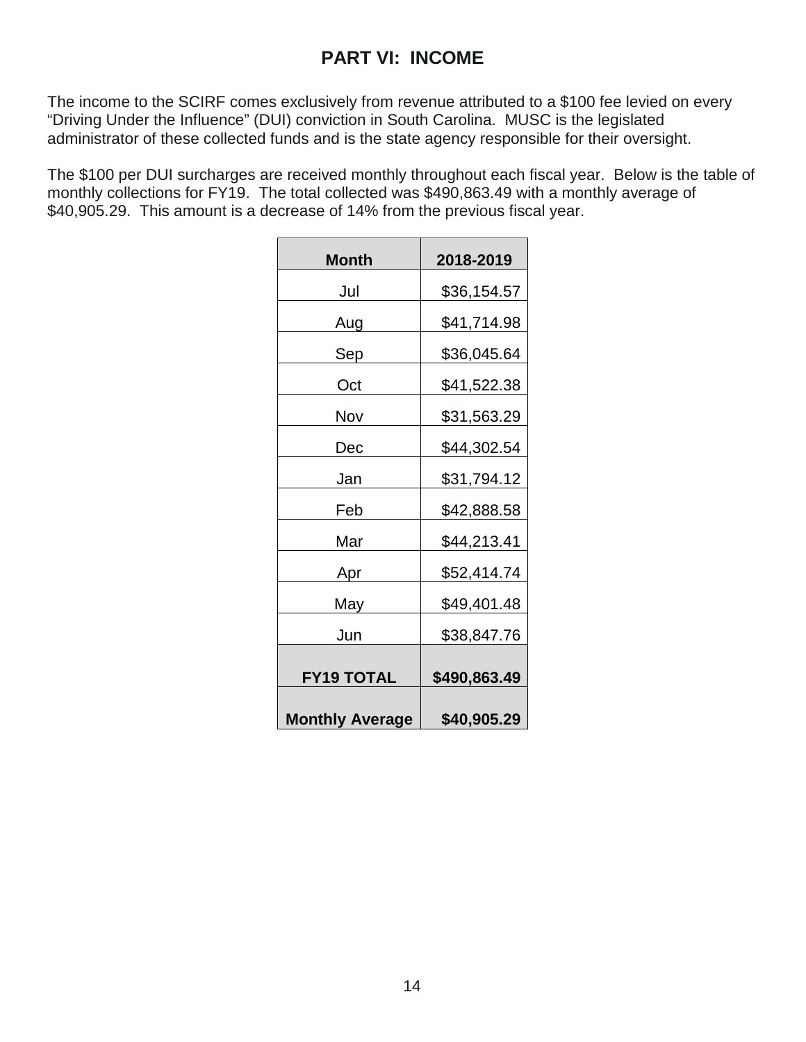# PART VI: INCOME

The income to the SCIRF comes exclusively from revenue attributed to a $100 fee levied on every "Driving Under the Influence" (DUI) conviction in South Carolina. MUSC is the legislated administrator of these collected funds and is the state agency responsible for their oversight.

The $100 per DUI surcharges are received monthly throughout each fiscal year. Below is the table of monthly collections for FY19. The total collected was $490,863.49 with a monthly average of $40,905.29. This amount is a decrease of 14% from the previous fiscal year.

| Month | 2018-2019 |
|---|---|
| Jul | $36,154.57 |
| Aug | $41,714.98 |
| Sep | $36,045.64 |
| Oct | $41,522.38 |
| Nov | $31,563.29 |
| Dec | $44,302.54 |
| Jan | $31,794.12 |
| Feb | $42,888.58 |
| Mar | $44,213.41 |
| Apr | $52,414.74 |
| May | $49,401.48 |
| Jun | $38,847.76 |
| **FY19 TOTAL** | **$490,863.49** |
| **Monthly Average** | **$40,905.29** |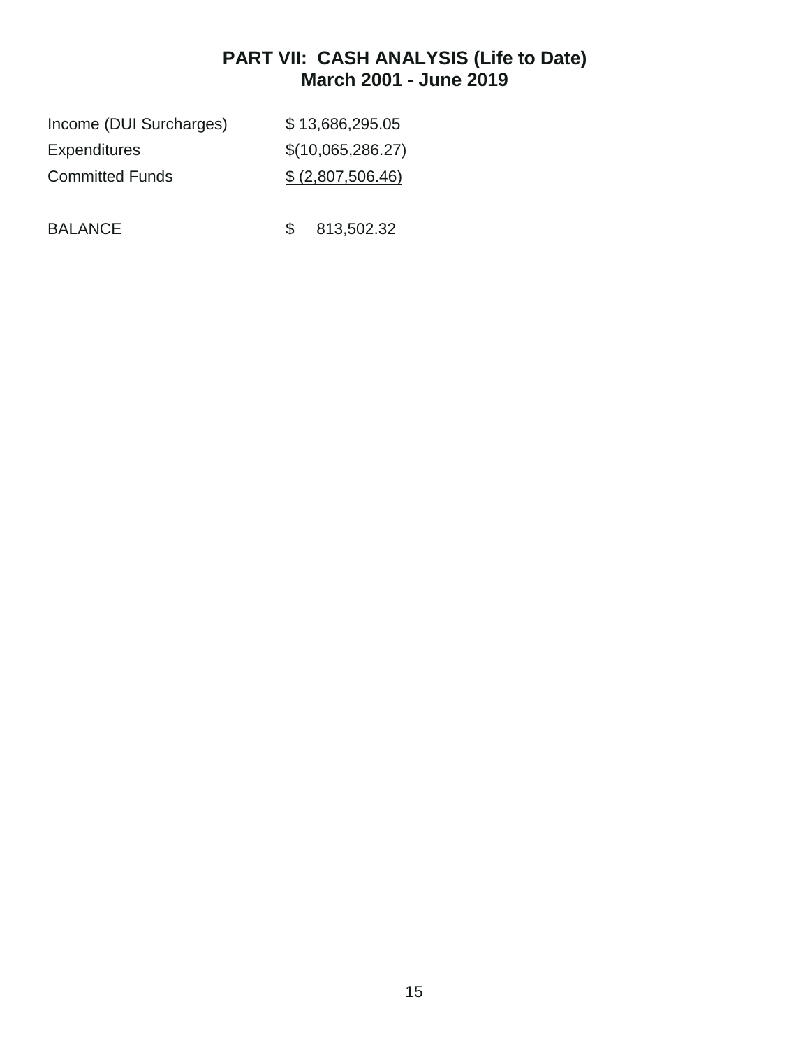## PART VII: CASH ANALYSIS (Life to Date)
## March 2001 - June 2019

| | |
|---|---|
| Income (DUI Surcharges) | $ 13,686,295.05 |
| Expenditures | $(10,065,286.27) |
| Committed Funds | $ (2,807,506.46) |
| | |
| BALANCE | $ 813,502.32 |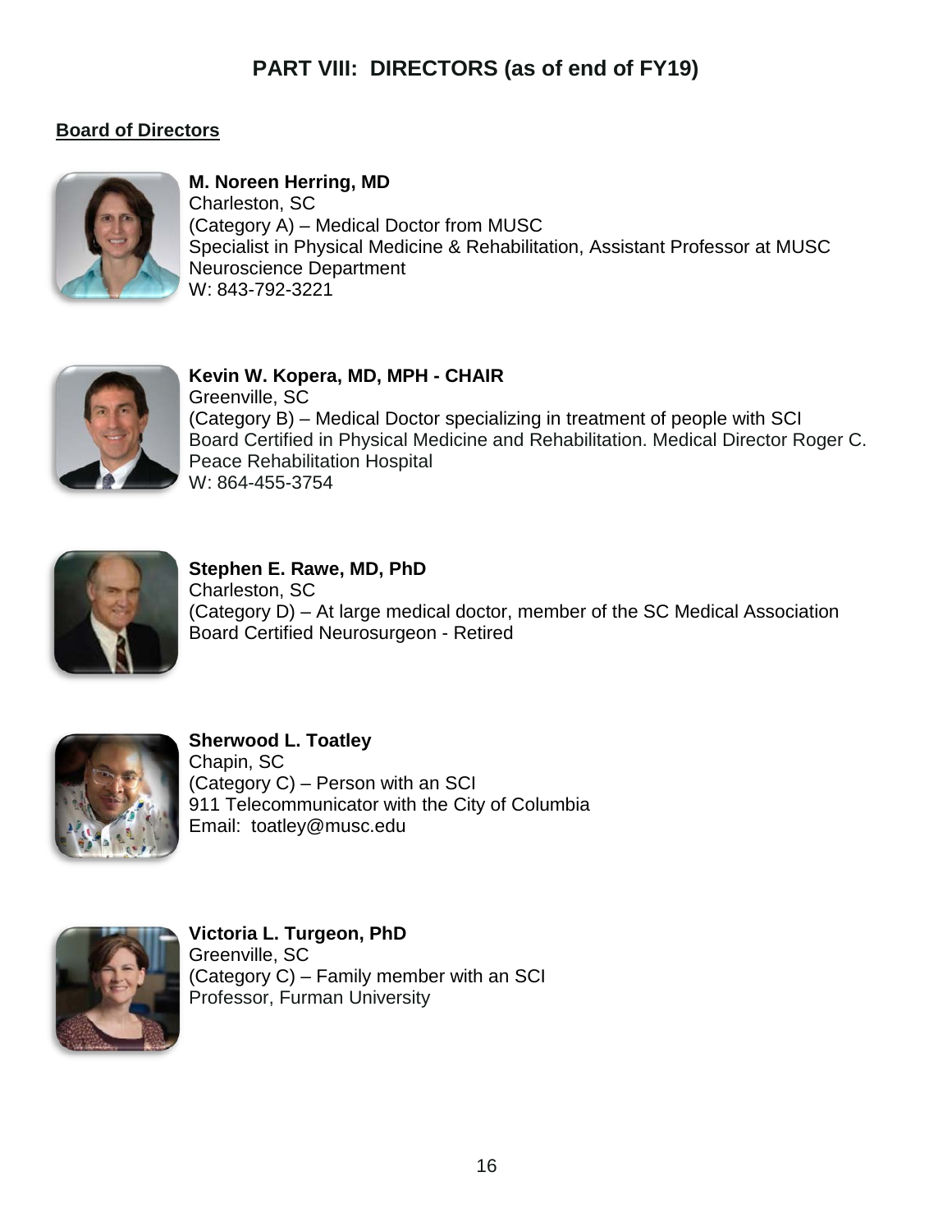# PART VIII: DIRECTORS (as of end of FY19)

**Board of Directors**

**M. Noreen Herring, MD**
Charleston, SC
(Category A) – Medical Doctor from MUSC
Specialist in Physical Medicine & Rehabilitation, Assistant Professor at MUSC Neuroscience Department
W: 843-792-3221

**Kevin W. Kopera, MD, MPH - CHAIR**
Greenville, SC
(Category B) – Medical Doctor specializing in treatment of people with SCI
Board Certified in Physical Medicine and Rehabilitation. Medical Director Roger C. Peace Rehabilitation Hospital
W: 864-455-3754

**Stephen E. Rawe, MD, PhD**
Charleston, SC
(Category D) – At large medical doctor, member of the SC Medical Association
Board Certified Neurosurgeon - Retired

**Sherwood L. Toatley**
Chapin, SC
(Category C) – Person with an SCI
911 Telecommunicator with the City of Columbia
Email: toatley@musc.edu

**Victoria L. Turgeon, PhD**
Greenville, SC
(Category C) – Family member with an SCI
Professor, Furman University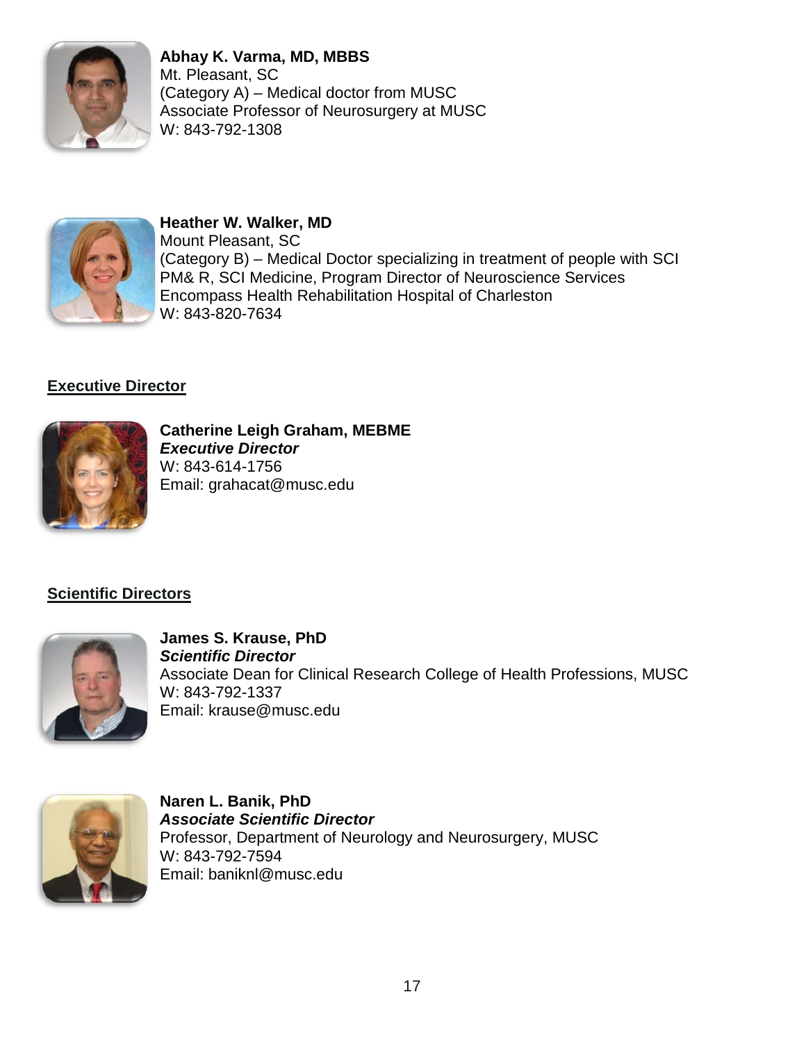**Abhay K. Varma, MD, MBBS**
Mt. Pleasant, SC
(Category A) – Medical doctor from MUSC
Associate Professor of Neurosurgery at MUSC
W: 843-792-1308

**Heather W. Walker, MD**
Mount Pleasant, SC
(Category B) – Medical Doctor specializing in treatment of people with SCI
PM& R, SCI Medicine, Program Director of Neuroscience Services
Encompass Health Rehabilitation Hospital of Charleston
W: 843-820-7634

## Executive Director

**Catherine Leigh Graham, MEBME**
***Executive Director***
W: 843-614-1756
Email: grahacat@musc.edu

## Scientific Directors

**James S. Krause, PhD**
***Scientific Director***
Associate Dean for Clinical Research College of Health Professions, MUSC
W: 843-792-1337
Email: krause@musc.edu

**Naren L. Banik, PhD**
***Associate Scientific Director***
Professor, Department of Neurology and Neurosurgery, MUSC
W: 843-792-7594
Email: baniknl@musc.edu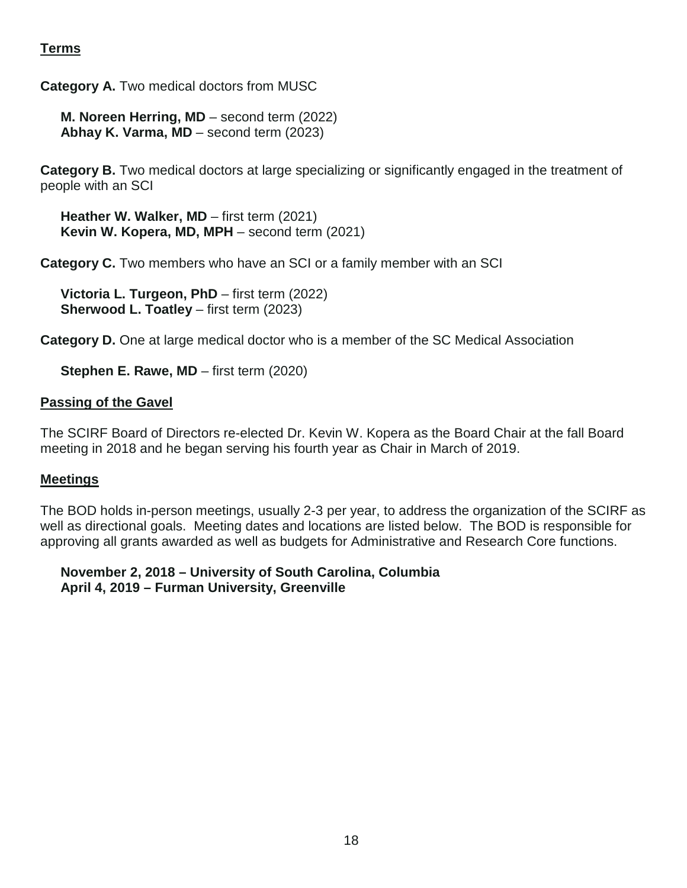## Terms

**Category A.** Two medical doctors from MUSC

**M. Noreen Herring, MD** – second term (2022)
**Abhay K. Varma, MD** – second term (2023)

**Category B.** Two medical doctors at large specializing or significantly engaged in the treatment of people with an SCI

**Heather W. Walker, MD** – first term (2021)
**Kevin W. Kopera, MD, MPH** – second term (2021)

**Category C.** Two members who have an SCI or a family member with an SCI

**Victoria L. Turgeon, PhD** – first term (2022)
**Sherwood L. Toatley** – first term (2023)

**Category D.** One at large medical doctor who is a member of the SC Medical Association

**Stephen E. Rawe, MD** – first term (2020)

## Passing of the Gavel

The SCIRF Board of Directors re-elected Dr. Kevin W. Kopera as the Board Chair at the fall Board meeting in 2018 and he began serving his fourth year as Chair in March of 2019.

## Meetings

The BOD holds in-person meetings, usually 2-3 per year, to address the organization of the SCIRF as well as directional goals. Meeting dates and locations are listed below. The BOD is responsible for approving all grants awarded as well as budgets for Administrative and Research Core functions.

**November 2, 2018 – University of South Carolina, Columbia**
**April 4, 2019 – Furman University, Greenville**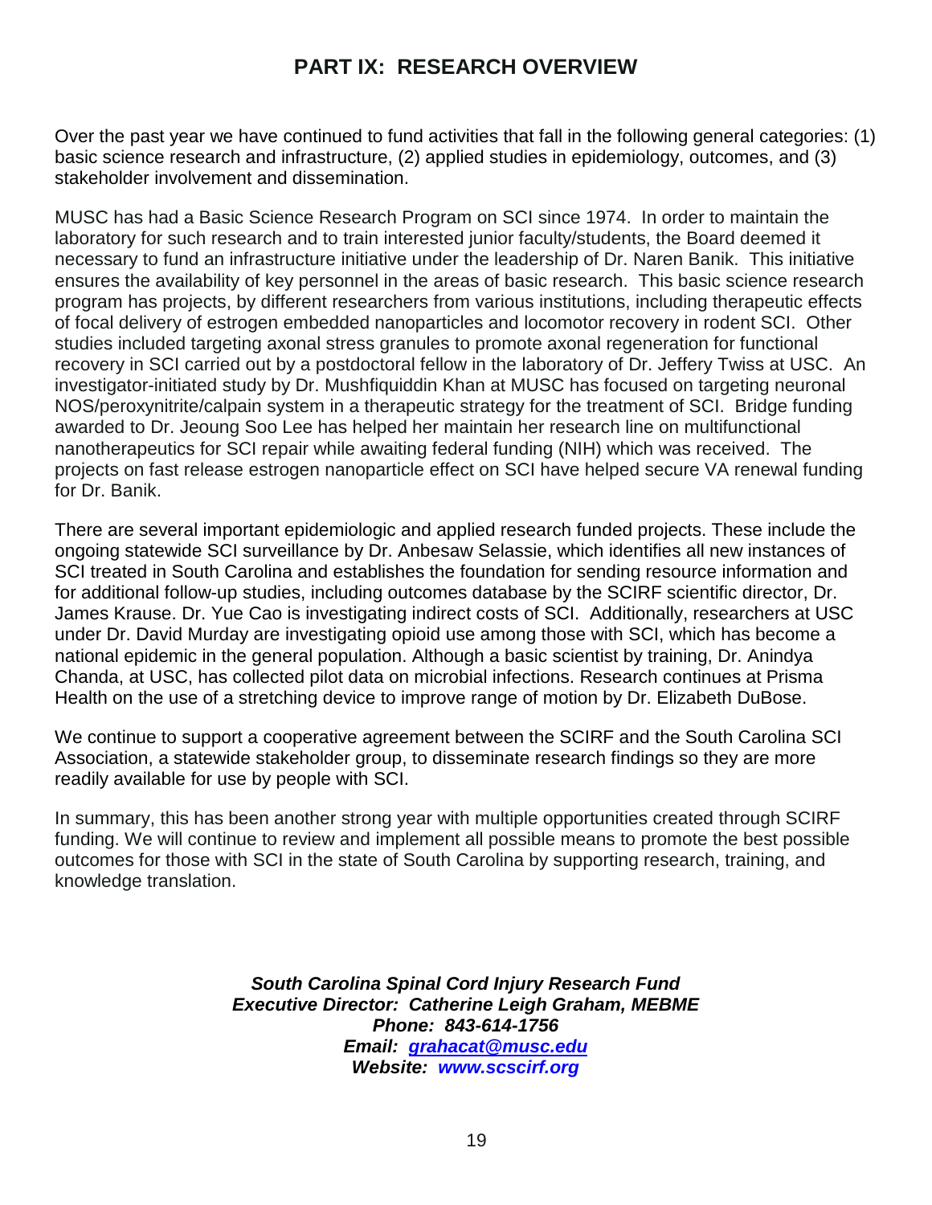# PART IX: RESEARCH OVERVIEW

Over the past year we have continued to fund activities that fall in the following general categories: (1) basic science research and infrastructure, (2) applied studies in epidemiology, outcomes, and (3) stakeholder involvement and dissemination.

MUSC has had a Basic Science Research Program on SCI since 1974. In order to maintain the laboratory for such research and to train interested junior faculty/students, the Board deemed it necessary to fund an infrastructure initiative under the leadership of Dr. Naren Banik. This initiative ensures the availability of key personnel in the areas of basic research. This basic science research program has projects, by different researchers from various institutions, including therapeutic effects of focal delivery of estrogen embedded nanoparticles and locomotor recovery in rodent SCI. Other studies included targeting axonal stress granules to promote axonal regeneration for functional recovery in SCI carried out by a postdoctoral fellow in the laboratory of Dr. Jeffery Twiss at USC. An investigator-initiated study by Dr. Mushfiquiddin Khan at MUSC has focused on targeting neuronal NOS/peroxynitrite/calpain system in a therapeutic strategy for the treatment of SCI. Bridge funding awarded to Dr. Jeoung Soo Lee has helped her maintain her research line on multifunctional nanotherapeutics for SCI repair while awaiting federal funding (NIH) which was received. The projects on fast release estrogen nanoparticle effect on SCI have helped secure VA renewal funding for Dr. Banik.

There are several important epidemiologic and applied research funded projects. These include the ongoing statewide SCI surveillance by Dr. Anbesaw Selassie, which identifies all new instances of SCI treated in South Carolina and establishes the foundation for sending resource information and for additional follow-up studies, including outcomes database by the SCIRF scientific director, Dr. James Krause. Dr. Yue Cao is investigating indirect costs of SCI. Additionally, researchers at USC under Dr. David Murday are investigating opioid use among those with SCI, which has become a national epidemic in the general population. Although a basic scientist by training, Dr. Anindya Chanda, at USC, has collected pilot data on microbial infections. Research continues at Prisma Health on the use of a stretching device to improve range of motion by Dr. Elizabeth DuBose.

We continue to support a cooperative agreement between the SCIRF and the South Carolina SCI Association, a statewide stakeholder group, to disseminate research findings so they are more readily available for use by people with SCI.

In summary, this has been another strong year with multiple opportunities created through SCIRF funding. We will continue to review and implement all possible means to promote the best possible outcomes for those with SCI in the state of South Carolina by supporting research, training, and knowledge translation.

***South Carolina Spinal Cord Injury Research Fund***
***Executive Director: Catherine Leigh Graham, MEBME***
***Phone: 843-614-1756***
***Email: grahacat@musc.edu***
***Website: www.scscirf.org***